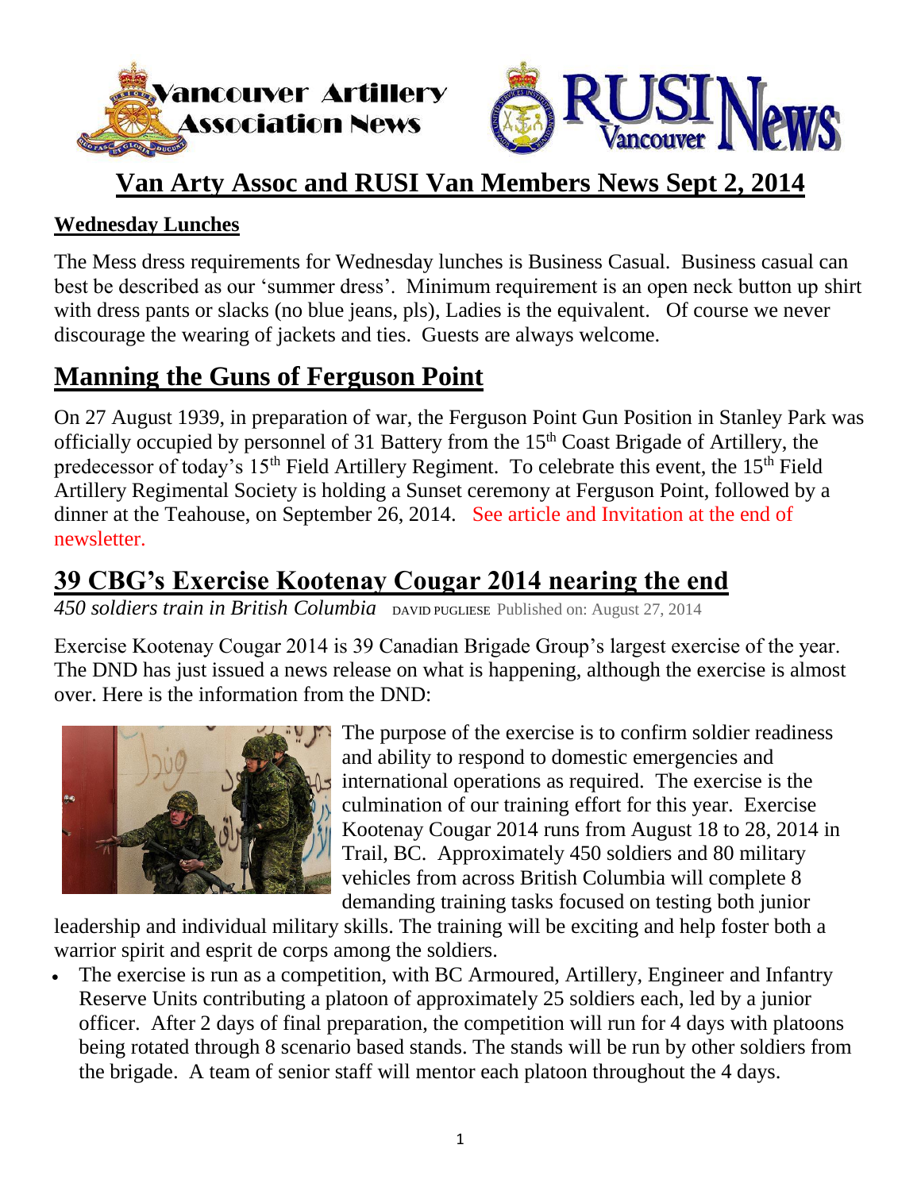# Van Arty Assoc and RUSI Van Members News Sept 2, 2014

**Wednesday Lunches**

The Mess dress requirements for Wednesday lunches is Business Casual. Business casual can best be described as our 'summer dress'. Minimum requirement is an open neck button up shirt with dress pants or slacks (no blue jeans, pls), Ladies is the equivalent. Of course we never discourage the wearing of jackets and ties. Guests are always welcome.

## Manning the Guns of Ferguson Point

On 27 August 1939, in preparation of war, the Ferguson Point Gun Position in Stanley Park was officially occupied by personnel of 31 Battery from the 15th Coast Brigade of Artillery, the predecessor of today's 15th Field Artillery Regiment. To celebrate this event, the 15th Field Artillery Regimental Society is holding a Sunset ceremony at Ferguson Point, followed by a dinner at the Teahouse, on September 26, 2014. See article and Invitation at the end of newsletter.

## 39 CBG's Exercise Kootenay Cougar 2014 nearing the end

*450 soldiers train in British Columbia* DAVID PUGLIESE Published on: August 27, 2014

Exercise Kootenay Cougar 2014 is 39 Canadian Brigade Group's largest exercise of the year. The DND has just issued a news release on what is happening, although the exercise is almost over. Here is the information from the DND:

The purpose of the exercise is to confirm soldier readiness and ability to respond to domestic emergencies and international operations as required. The exercise is the culmination of our training effort for this year. Exercise Kootenay Cougar 2014 runs from August 18 to 28, 2014 in Trail, BC. Approximately 450 soldiers and 80 military vehicles from across British Columbia will complete 8 demanding training tasks focused on testing both junior leadership and individual military skills. The training will be exciting and help foster both a warrior spirit and esprit de corps among the soldiers.

- The exercise is run as a competition, with BC Armoured, Artillery, Engineer and Infantry Reserve Units contributing a platoon of approximately 25 soldiers each, led by a junior officer. After 2 days of final preparation, the competition will run for 4 days with platoons being rotated through 8 scenario based stands. The stands will be run by other soldiers from the brigade. A team of senior staff will mentor each platoon throughout the 4 days.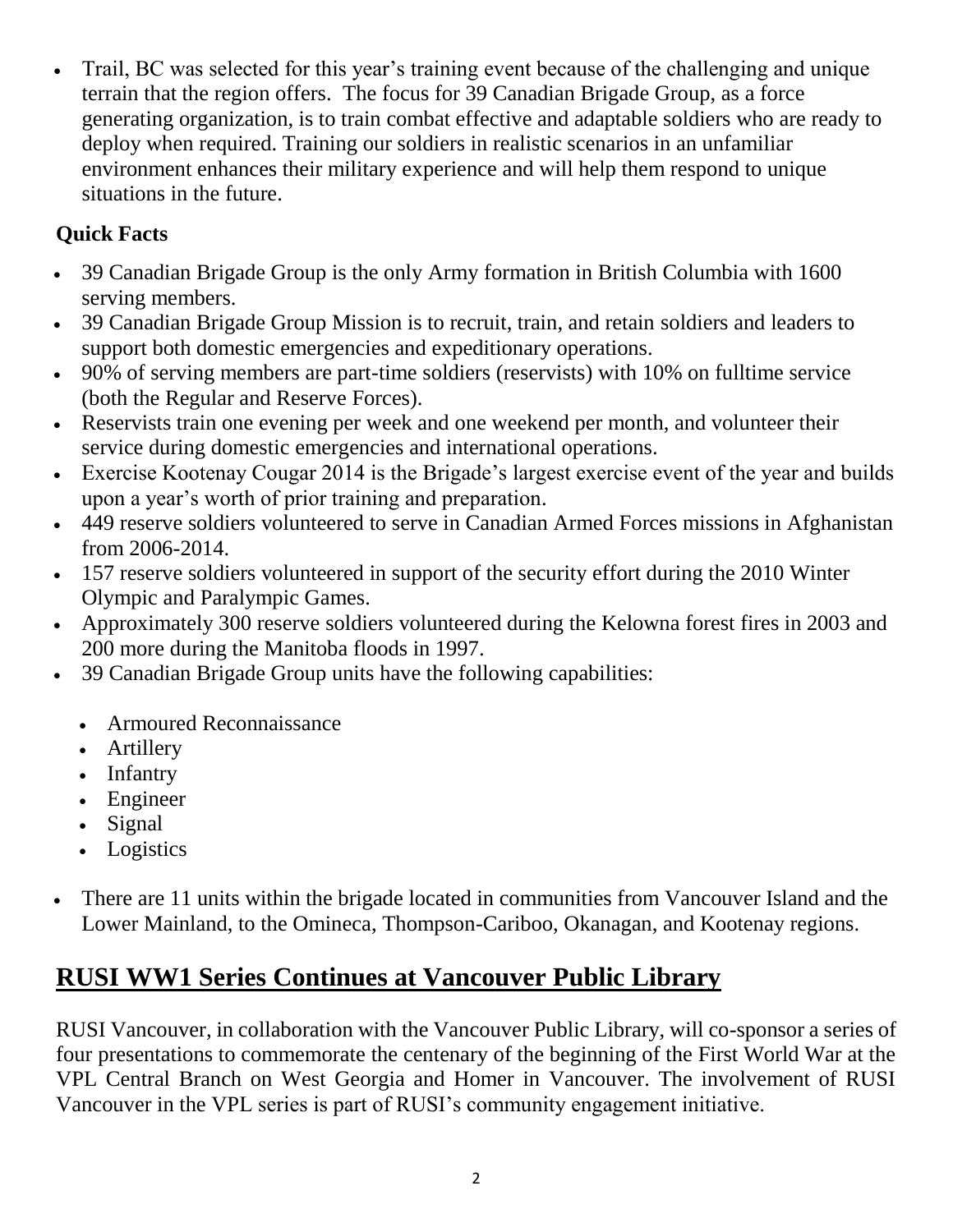- Trail, BC was selected for this year's training event because of the challenging and unique terrain that the region offers. The focus for 39 Canadian Brigade Group, as a force generating organization, is to train combat effective and adaptable soldiers who are ready to deploy when required. Training our soldiers in realistic scenarios in an unfamiliar environment enhances their military experience and will help them respond to unique situations in the future.

**Quick Facts**

- 39 Canadian Brigade Group is the only Army formation in British Columbia with 1600 serving members.
- 39 Canadian Brigade Group Mission is to recruit, train, and retain soldiers and leaders to support both domestic emergencies and expeditionary operations.
- 90% of serving members are part-time soldiers (reservists) with 10% on fulltime service (both the Regular and Reserve Forces).
- Reservists train one evening per week and one weekend per month, and volunteer their service during domestic emergencies and international operations.
- Exercise Kootenay Cougar 2014 is the Brigade's largest exercise event of the year and builds upon a year's worth of prior training and preparation.
- 449 reserve soldiers volunteered to serve in Canadian Armed Forces missions in Afghanistan from 2006-2014.
- 157 reserve soldiers volunteered in support of the security effort during the 2010 Winter Olympic and Paralympic Games.
- Approximately 300 reserve soldiers volunteered during the Kelowna forest fires in 2003 and 200 more during the Manitoba floods in 1997.
- 39 Canadian Brigade Group units have the following capabilities:
  - Armoured Reconnaissance
  - Artillery
  - Infantry
  - Engineer
  - Signal
  - Logistics
- There are 11 units within the brigade located in communities from Vancouver Island and the Lower Mainland, to the Omineca, Thompson-Cariboo, Okanagan, and Kootenay regions.

## RUSI WW1 Series Continues at Vancouver Public Library

RUSI Vancouver, in collaboration with the Vancouver Public Library, will co-sponsor a series of four presentations to commemorate the centenary of the beginning of the First World War at the VPL Central Branch on West Georgia and Homer in Vancouver. The involvement of RUSI Vancouver in the VPL series is part of RUSI's community engagement initiative.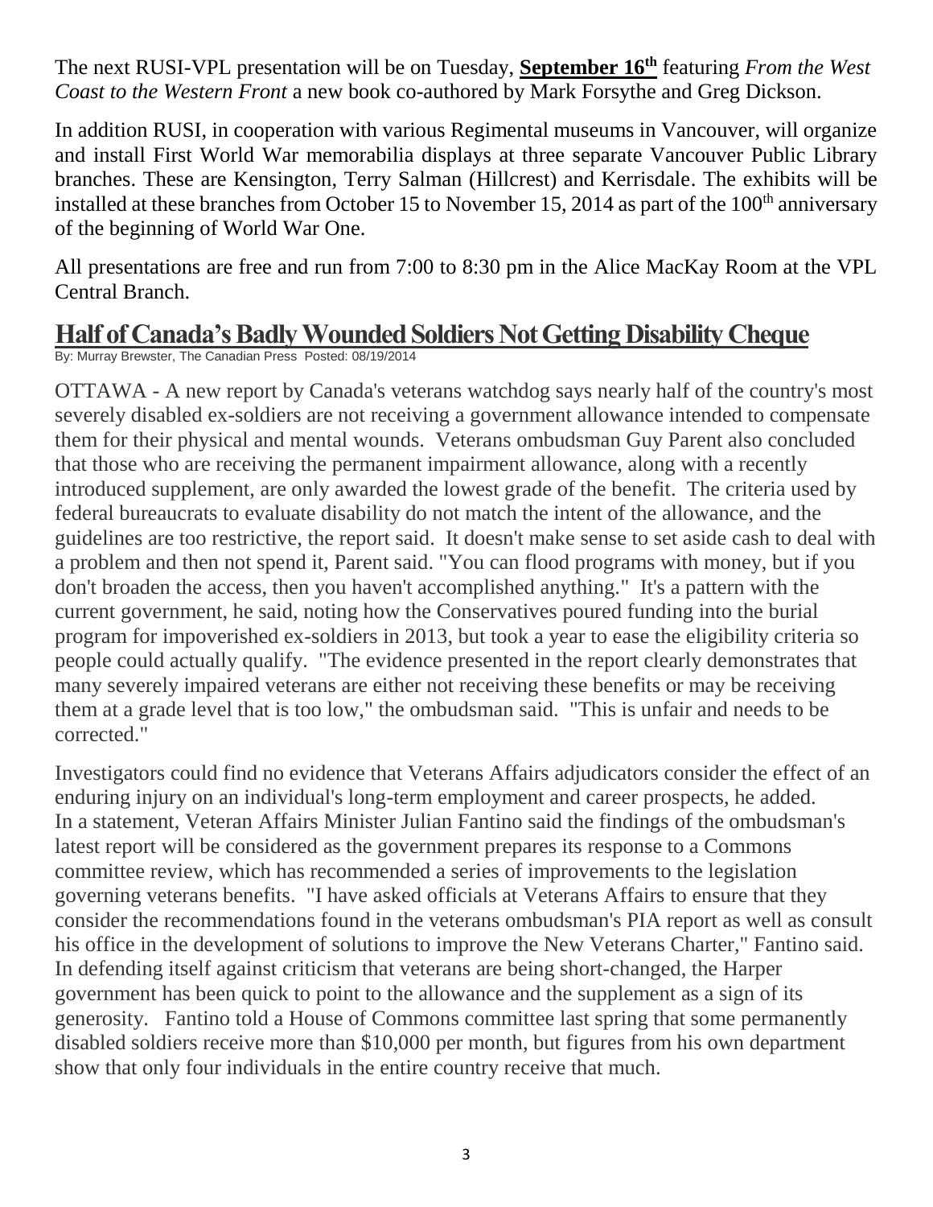The next RUSI-VPL presentation will be on Tuesday, **September 16th** featuring *From the West Coast to the Western Front* a new book co-authored by Mark Forsythe and Greg Dickson.

In addition RUSI, in cooperation with various Regimental museums in Vancouver, will organize and install First World War memorabilia displays at three separate Vancouver Public Library branches. These are Kensington, Terry Salman (Hillcrest) and Kerrisdale. The exhibits will be installed at these branches from October 15 to November 15, 2014 as part of the 100th anniversary of the beginning of World War One.

All presentations are free and run from 7:00 to 8:30 pm in the Alice MacKay Room at the VPL Central Branch.

## Half of Canada's Badly Wounded Soldiers Not Getting Disability Cheque

By: Murray Brewster, The Canadian Press Posted: 08/19/2014

OTTAWA - A new report by Canada's veterans watchdog says nearly half of the country's most severely disabled ex-soldiers are not receiving a government allowance intended to compensate them for their physical and mental wounds. Veterans ombudsman Guy Parent also concluded that those who are receiving the permanent impairment allowance, along with a recently introduced supplement, are only awarded the lowest grade of the benefit. The criteria used by federal bureaucrats to evaluate disability do not match the intent of the allowance, and the guidelines are too restrictive, the report said. It doesn't make sense to set aside cash to deal with a problem and then not spend it, Parent said. "You can flood programs with money, but if you don't broaden the access, then you haven't accomplished anything." It's a pattern with the current government, he said, noting how the Conservatives poured funding into the burial program for impoverished ex-soldiers in 2013, but took a year to ease the eligibility criteria so people could actually qualify. "The evidence presented in the report clearly demonstrates that many severely impaired veterans are either not receiving these benefits or may be receiving them at a grade level that is too low," the ombudsman said. "This is unfair and needs to be corrected."

Investigators could find no evidence that Veterans Affairs adjudicators consider the effect of an enduring injury on an individual's long-term employment and career prospects, he added. In a statement, Veteran Affairs Minister Julian Fantino said the findings of the ombudsman's latest report will be considered as the government prepares its response to a Commons committee review, which has recommended a series of improvements to the legislation governing veterans benefits. "I have asked officials at Veterans Affairs to ensure that they consider the recommendations found in the veterans ombudsman's PIA report as well as consult his office in the development of solutions to improve the New Veterans Charter," Fantino said. In defending itself against criticism that veterans are being short-changed, the Harper government has been quick to point to the allowance and the supplement as a sign of its generosity. Fantino told a House of Commons committee last spring that some permanently disabled soldiers receive more than $10,000 per month, but figures from his own department show that only four individuals in the entire country receive that much.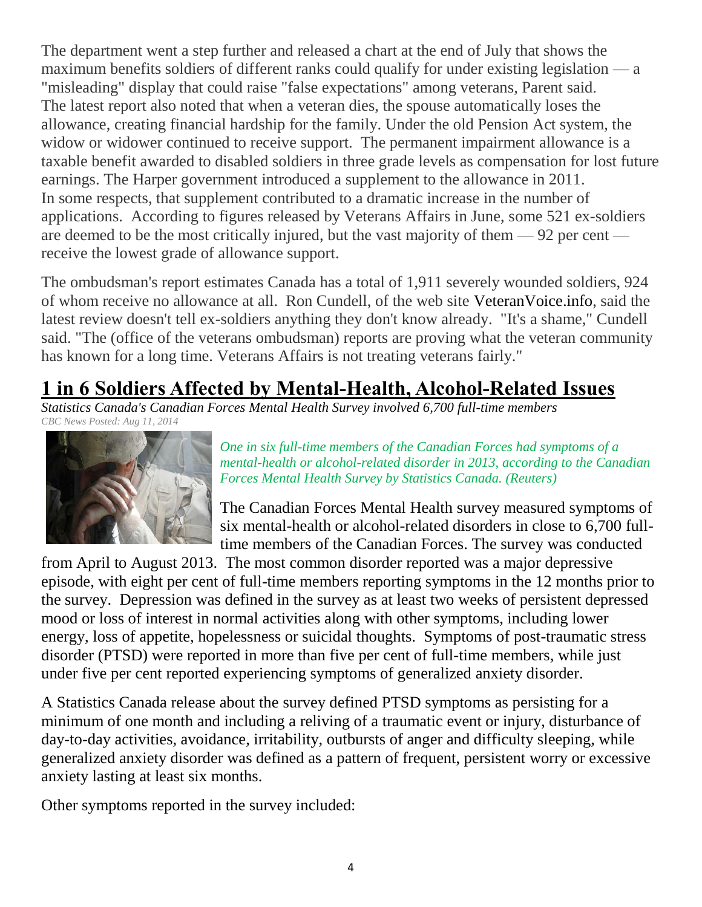The department went a step further and released a chart at the end of July that shows the maximum benefits soldiers of different ranks could qualify for under existing legislation — a "misleading" display that could raise "false expectations" among veterans, Parent said. The latest report also noted that when a veteran dies, the spouse automatically loses the allowance, creating financial hardship for the family. Under the old Pension Act system, the widow or widower continued to receive support. The permanent impairment allowance is a taxable benefit awarded to disabled soldiers in three grade levels as compensation for lost future earnings. The Harper government introduced a supplement to the allowance in 2011. In some respects, that supplement contributed to a dramatic increase in the number of applications. According to figures released by Veterans Affairs in June, some 521 ex-soldiers are deemed to be the most critically injured, but the vast majority of them — 92 per cent — receive the lowest grade of allowance support.

The ombudsman's report estimates Canada has a total of 1,911 severely wounded soldiers, 924 of whom receive no allowance at all. Ron Cundell, of the web site VeteranVoice.info, said the latest review doesn't tell ex-soldiers anything they don't know already. "It's a shame," Cundell said. "The (office of the veterans ombudsman) reports are proving what the veteran community has known for a long time. Veterans Affairs is not treating veterans fairly."

## 1 in 6 Soldiers Affected by Mental-Health, Alcohol-Related Issues

*Statistics Canada's Canadian Forces Mental Health Survey involved 6,700 full-time members*

*CBC News Posted: Aug 11, 2014*

*One in six full-time members of the Canadian Forces had symptoms of a mental-health or alcohol-related disorder in 2013, according to the Canadian Forces Mental Health Survey by Statistics Canada. (Reuters)*

The Canadian Forces Mental Health survey measured symptoms of six mental-health or alcohol-related disorders in close to 6,700 full-time members of the Canadian Forces. The survey was conducted from April to August 2013. The most common disorder reported was a major depressive episode, with eight per cent of full-time members reporting symptoms in the 12 months prior to the survey. Depression was defined in the survey as at least two weeks of persistent depressed mood or loss of interest in normal activities along with other symptoms, including lower energy, loss of appetite, hopelessness or suicidal thoughts. Symptoms of post-traumatic stress disorder (PTSD) were reported in more than five per cent of full-time members, while just under five per cent reported experiencing symptoms of generalized anxiety disorder.

A Statistics Canada release about the survey defined PTSD symptoms as persisting for a minimum of one month and including a reliving of a traumatic event or injury, disturbance of day-to-day activities, avoidance, irritability, outbursts of anger and difficulty sleeping, while generalized anxiety disorder was defined as a pattern of frequent, persistent worry or excessive anxiety lasting at least six months.

Other symptoms reported in the survey included: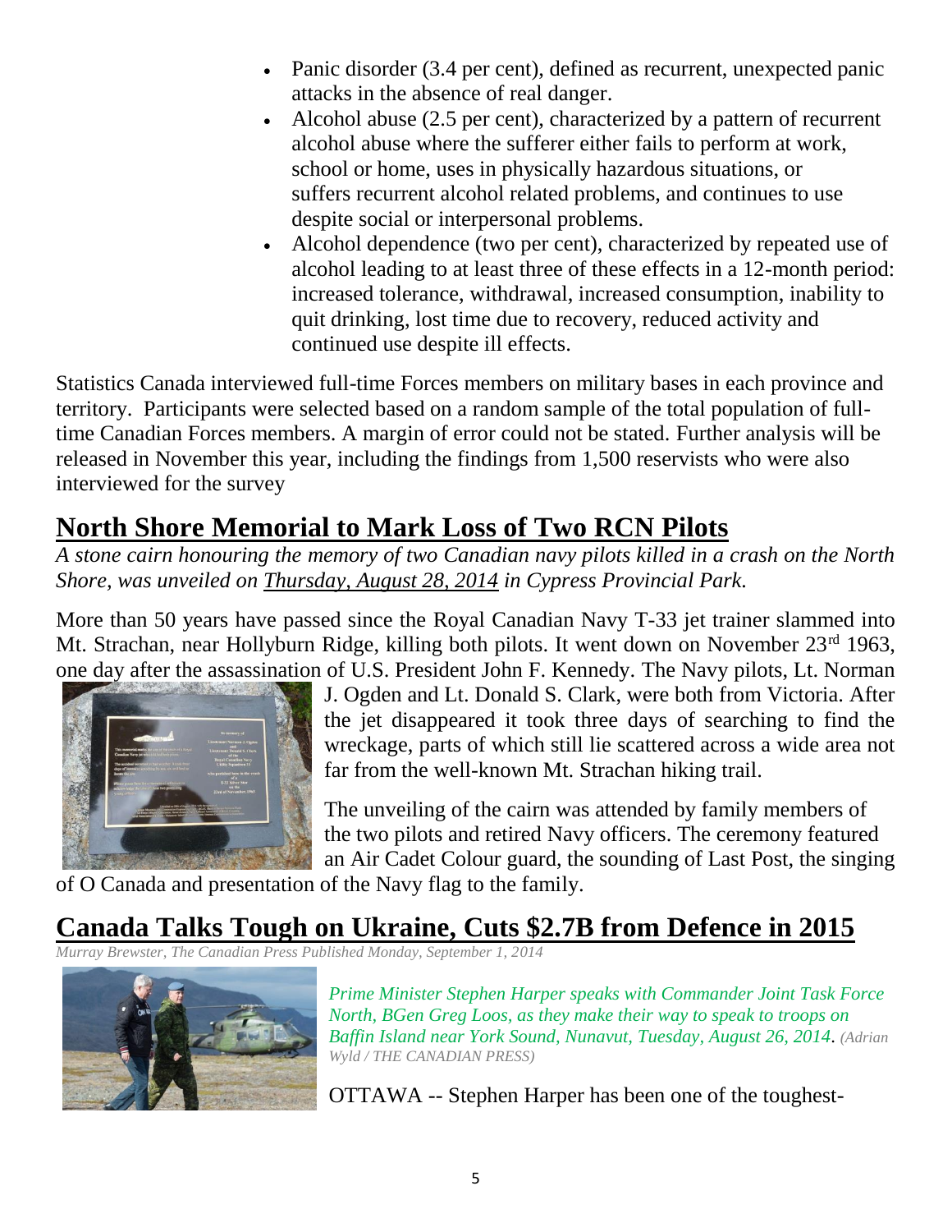- Panic disorder (3.4 per cent), defined as recurrent, unexpected panic attacks in the absence of real danger.
- Alcohol abuse (2.5 per cent), characterized by a pattern of recurrent alcohol abuse where the sufferer either fails to perform at work, school or home, uses in physically hazardous situations, or suffers recurrent alcohol related problems, and continues to use despite social or interpersonal problems.
- Alcohol dependence (two per cent), characterized by repeated use of alcohol leading to at least three of these effects in a 12-month period: increased tolerance, withdrawal, increased consumption, inability to quit drinking, lost time due to recovery, reduced activity and continued use despite ill effects.

Statistics Canada interviewed full-time Forces members on military bases in each province and territory. Participants were selected based on a random sample of the total population of full-time Canadian Forces members. A margin of error could not be stated. Further analysis will be released in November this year, including the findings from 1,500 reservists who were also interviewed for the survey

## North Shore Memorial to Mark Loss of Two RCN Pilots

*A stone cairn honouring the memory of two Canadian navy pilots killed in a crash on the North Shore, was unveiled on Thursday, August 28, 2014 in Cypress Provincial Park.*

More than 50 years have passed since the Royal Canadian Navy T-33 jet trainer slammed into Mt. Strachan, near Hollyburn Ridge, killing both pilots. It went down on November 23rd 1963, one day after the assassination of U.S. President John F. Kennedy. The Navy pilots, Lt. Norman J. Ogden and Lt. Donald S. Clark, were both from Victoria. After the jet disappeared it took three days of searching to find the wreckage, parts of which still lie scattered across a wide area not far from the well-known Mt. Strachan hiking trail.

The unveiling of the cairn was attended by family members of the two pilots and retired Navy officers. The ceremony featured an Air Cadet Colour guard, the sounding of Last Post, the singing of O Canada and presentation of the Navy flag to the family.

## Canada Talks Tough on Ukraine, Cuts $2.7B from Defence in 2015

*Murray Brewster, The Canadian Press Published Monday, September 1, 2014*

*Prime Minister Stephen Harper speaks with Commander Joint Task Force North, BGen Greg Loos, as they make their way to speak to troops on Baffin Island near York Sound, Nunavut, Tuesday, August 26, 2014. (Adrian Wyld / THE CANADIAN PRESS)*

OTTAWA -- Stephen Harper has been one of the toughest-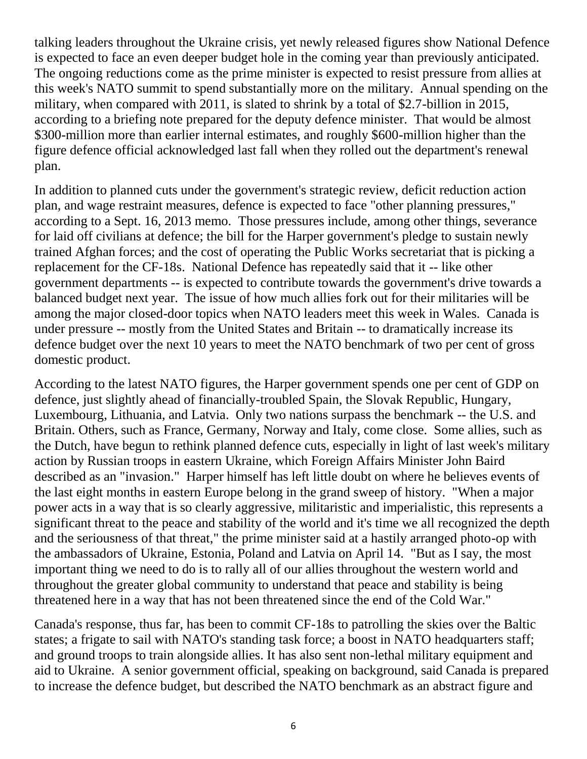talking leaders throughout the Ukraine crisis, yet newly released figures show National Defence is expected to face an even deeper budget hole in the coming year than previously anticipated. The ongoing reductions come as the prime minister is expected to resist pressure from allies at this week's NATO summit to spend substantially more on the military. Annual spending on the military, when compared with 2011, is slated to shrink by a total of $2.7-billion in 2015, according to a briefing note prepared for the deputy defence minister. That would be almost $300-million more than earlier internal estimates, and roughly $600-million higher than the figure defence official acknowledged last fall when they rolled out the department's renewal plan.

In addition to planned cuts under the government's strategic review, deficit reduction action plan, and wage restraint measures, defence is expected to face "other planning pressures," according to a Sept. 16, 2013 memo. Those pressures include, among other things, severance for laid off civilians at defence; the bill for the Harper government's pledge to sustain newly trained Afghan forces; and the cost of operating the Public Works secretariat that is picking a replacement for the CF-18s. National Defence has repeatedly said that it -- like other government departments -- is expected to contribute towards the government's drive towards a balanced budget next year. The issue of how much allies fork out for their militaries will be among the major closed-door topics when NATO leaders meet this week in Wales. Canada is under pressure -- mostly from the United States and Britain -- to dramatically increase its defence budget over the next 10 years to meet the NATO benchmark of two per cent of gross domestic product.

According to the latest NATO figures, the Harper government spends one per cent of GDP on defence, just slightly ahead of financially-troubled Spain, the Slovak Republic, Hungary, Luxembourg, Lithuania, and Latvia. Only two nations surpass the benchmark -- the U.S. and Britain. Others, such as France, Germany, Norway and Italy, come close. Some allies, such as the Dutch, have begun to rethink planned defence cuts, especially in light of last week's military action by Russian troops in eastern Ukraine, which Foreign Affairs Minister John Baird described as an "invasion." Harper himself has left little doubt on where he believes events of the last eight months in eastern Europe belong in the grand sweep of history. "When a major power acts in a way that is so clearly aggressive, militaristic and imperialistic, this represents a significant threat to the peace and stability of the world and it's time we all recognized the depth and the seriousness of that threat," the prime minister said at a hastily arranged photo-op with the ambassadors of Ukraine, Estonia, Poland and Latvia on April 14. "But as I say, the most important thing we need to do is to rally all of our allies throughout the western world and throughout the greater global community to understand that peace and stability is being threatened here in a way that has not been threatened since the end of the Cold War."

Canada's response, thus far, has been to commit CF-18s to patrolling the skies over the Baltic states; a frigate to sail with NATO's standing task force; a boost in NATO headquarters staff; and ground troops to train alongside allies. It has also sent non-lethal military equipment and aid to Ukraine. A senior government official, speaking on background, said Canada is prepared to increase the defence budget, but described the NATO benchmark as an abstract figure and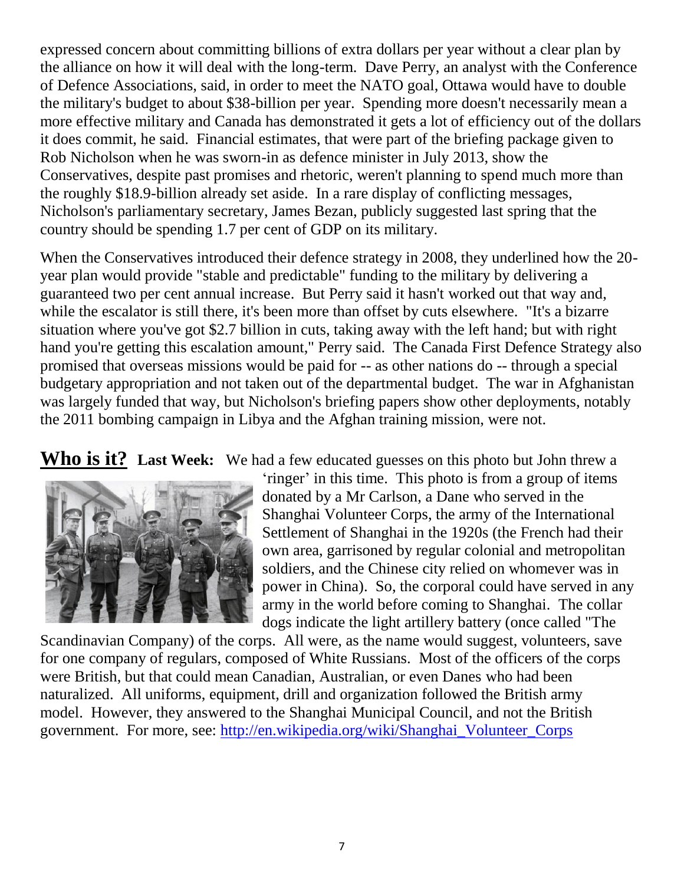expressed concern about committing billions of extra dollars per year without a clear plan by the alliance on how it will deal with the long-term. Dave Perry, an analyst with the Conference of Defence Associations, said, in order to meet the NATO goal, Ottawa would have to double the military's budget to about $38-billion per year. Spending more doesn't necessarily mean a more effective military and Canada has demonstrated it gets a lot of efficiency out of the dollars it does commit, he said. Financial estimates, that were part of the briefing package given to Rob Nicholson when he was sworn-in as defence minister in July 2013, show the Conservatives, despite past promises and rhetoric, weren't planning to spend much more than the roughly $18.9-billion already set aside. In a rare display of conflicting messages, Nicholson's parliamentary secretary, James Bezan, publicly suggested last spring that the country should be spending 1.7 per cent of GDP on its military.

When the Conservatives introduced their defence strategy in 2008, they underlined how the 20-year plan would provide "stable and predictable" funding to the military by delivering a guaranteed two per cent annual increase. But Perry said it hasn't worked out that way and, while the escalator is still there, it's been more than offset by cuts elsewhere. "It's a bizarre situation where you've got $2.7 billion in cuts, taking away with the left hand; but with right hand you're getting this escalation amount," Perry said. The Canada First Defence Strategy also promised that overseas missions would be paid for -- as other nations do -- through a special budgetary appropriation and not taken out of the departmental budget. The war in Afghanistan was largely funded that way, but Nicholson's briefing papers show other deployments, notably the 2011 bombing campaign in Libya and the Afghan training mission, were not.

## Who is it?

**Last Week:** We had a few educated guesses on this photo but John threw a 'ringer' in this time. This photo is from a group of items donated by a Mr Carlson, a Dane who served in the Shanghai Volunteer Corps, the army of the International Settlement of Shanghai in the 1920s (the French had their own area, garrisoned by regular colonial and metropolitan soldiers, and the Chinese city relied on whomever was in power in China). So, the corporal could have served in any army in the world before coming to Shanghai. The collar dogs indicate the light artillery battery (once called "The Scandinavian Company) of the corps. All were, as the name would suggest, volunteers, save for one company of regulars, composed of White Russians. Most of the officers of the corps were British, but that could mean Canadian, Australian, or even Danes who had been naturalized. All uniforms, equipment, drill and organization followed the British army model. However, they answered to the Shanghai Municipal Council, and not the British government. For more, see: http://en.wikipedia.org/wiki/Shanghai_Volunteer_Corps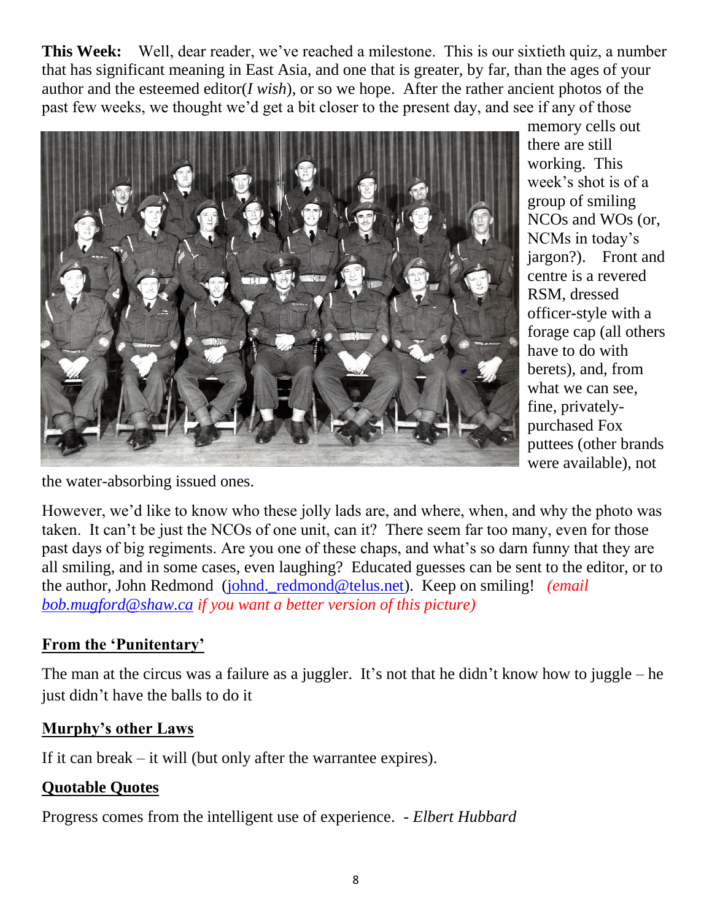**This Week:** Well, dear reader, we've reached a milestone. This is our sixtieth quiz, a number that has significant meaning in East Asia, and one that is greater, by far, than the ages of your author and the esteemed editor(*I wish*), or so we hope. After the rather ancient photos of the past few weeks, we thought we'd get a bit closer to the present day, and see if any of those memory cells out there are still working. This week's shot is of a group of smiling NCOs and WOs (or, NCMs in today's jargon?). Front and centre is a revered RSM, dressed officer-style with a forage cap (all others have to do with berets), and, from what we can see, fine, privately-purchased Fox puttees (other brands were available), not the water-absorbing issued ones.

However, we'd like to know who these jolly lads are, and where, when, and why the photo was taken. It can't be just the NCOs of one unit, can it? There seem far too many, even for those past days of big regiments. Are you one of these chaps, and what's so darn funny that they are all smiling, and in some cases, even laughing? Educated guesses can be sent to the editor, or to the author, John Redmond (johnd._redmond@telus.net). Keep on smiling! *(email bob.mugford@shaw.ca if you want a better version of this picture)*

## From the 'Punitentary'

The man at the circus was a failure as a juggler. It's not that he didn't know how to juggle – he just didn't have the balls to do it

## Murphy's other Laws

If it can break – it will (but only after the warrantee expires).

## Quotable Quotes

Progress comes from the intelligent use of experience. - *Elbert Hubbard*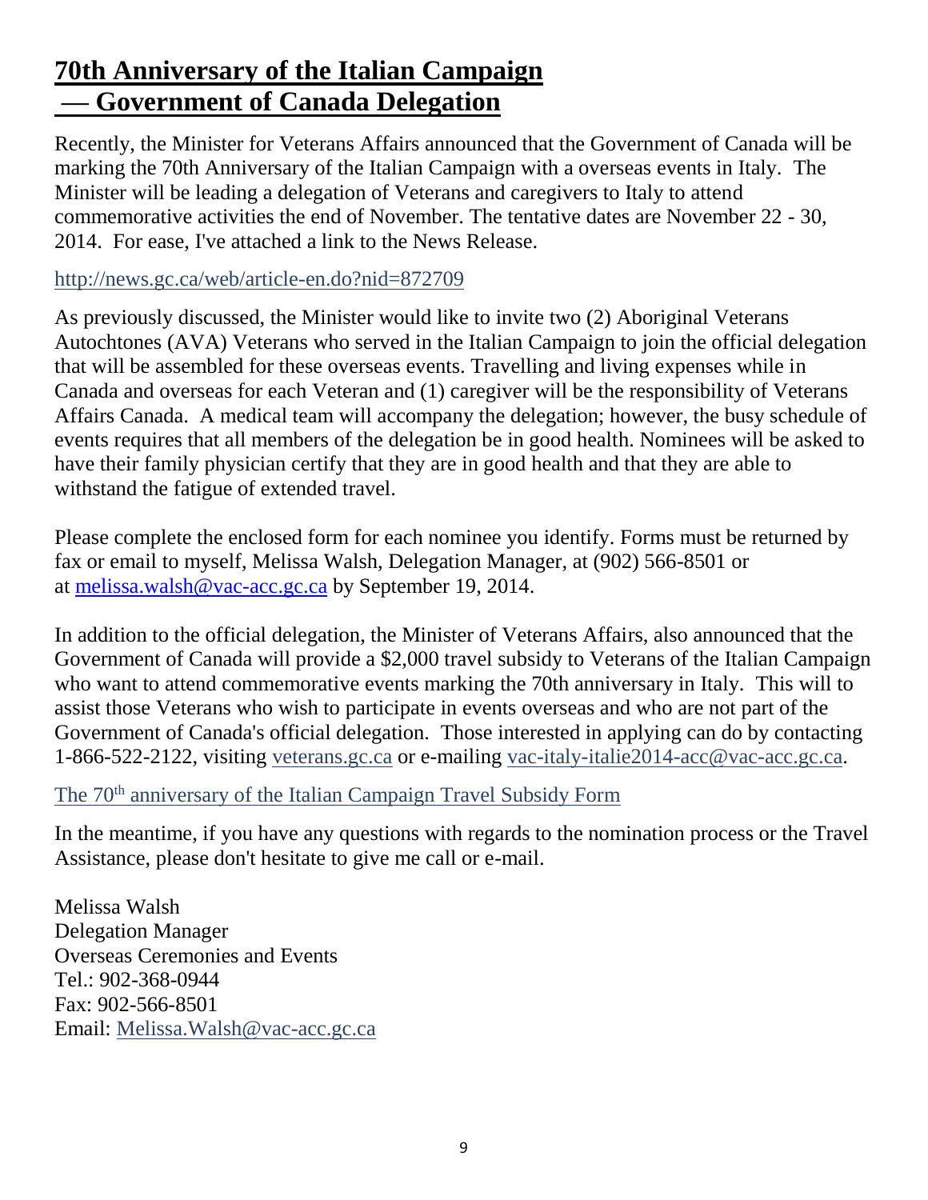# 70th Anniversary of the Italian Campaign — Government of Canada Delegation

Recently, the Minister for Veterans Affairs announced that the Government of Canada will be marking the 70th Anniversary of the Italian Campaign with a overseas events in Italy. The Minister will be leading a delegation of Veterans and caregivers to Italy to attend commemorative activities the end of November. The tentative dates are November 22 - 30, 2014. For ease, I've attached a link to the News Release.

http://news.gc.ca/web/article-en.do?nid=872709

As previously discussed, the Minister would like to invite two (2) Aboriginal Veterans Autochtones (AVA) Veterans who served in the Italian Campaign to join the official delegation that will be assembled for these overseas events. Travelling and living expenses while in Canada and overseas for each Veteran and (1) caregiver will be the responsibility of Veterans Affairs Canada. A medical team will accompany the delegation; however, the busy schedule of events requires that all members of the delegation be in good health. Nominees will be asked to have their family physician certify that they are in good health and that they are able to withstand the fatigue of extended travel.

Please complete the enclosed form for each nominee you identify. Forms must be returned by fax or email to myself, Melissa Walsh, Delegation Manager, at (902) 566-8501 or at melissa.walsh@vac-acc.gc.ca by September 19, 2014.

In addition to the official delegation, the Minister of Veterans Affairs, also announced that the Government of Canada will provide a $2,000 travel subsidy to Veterans of the Italian Campaign who want to attend commemorative events marking the 70th anniversary in Italy. This will to assist those Veterans who wish to participate in events overseas and who are not part of the Government of Canada's official delegation. Those interested in applying can do by contacting 1-866-522-2122, visiting veterans.gc.ca or e-mailing vac-italy-italie2014-acc@vac-acc.gc.ca.

The 70th anniversary of the Italian Campaign Travel Subsidy Form

In the meantime, if you have any questions with regards to the nomination process or the Travel Assistance, please don't hesitate to give me call or e-mail.

Melissa Walsh
Delegation Manager
Overseas Ceremonies and Events
Tel.: 902-368-0944
Fax: 902-566-8501
Email: Melissa.Walsh@vac-acc.gc.ca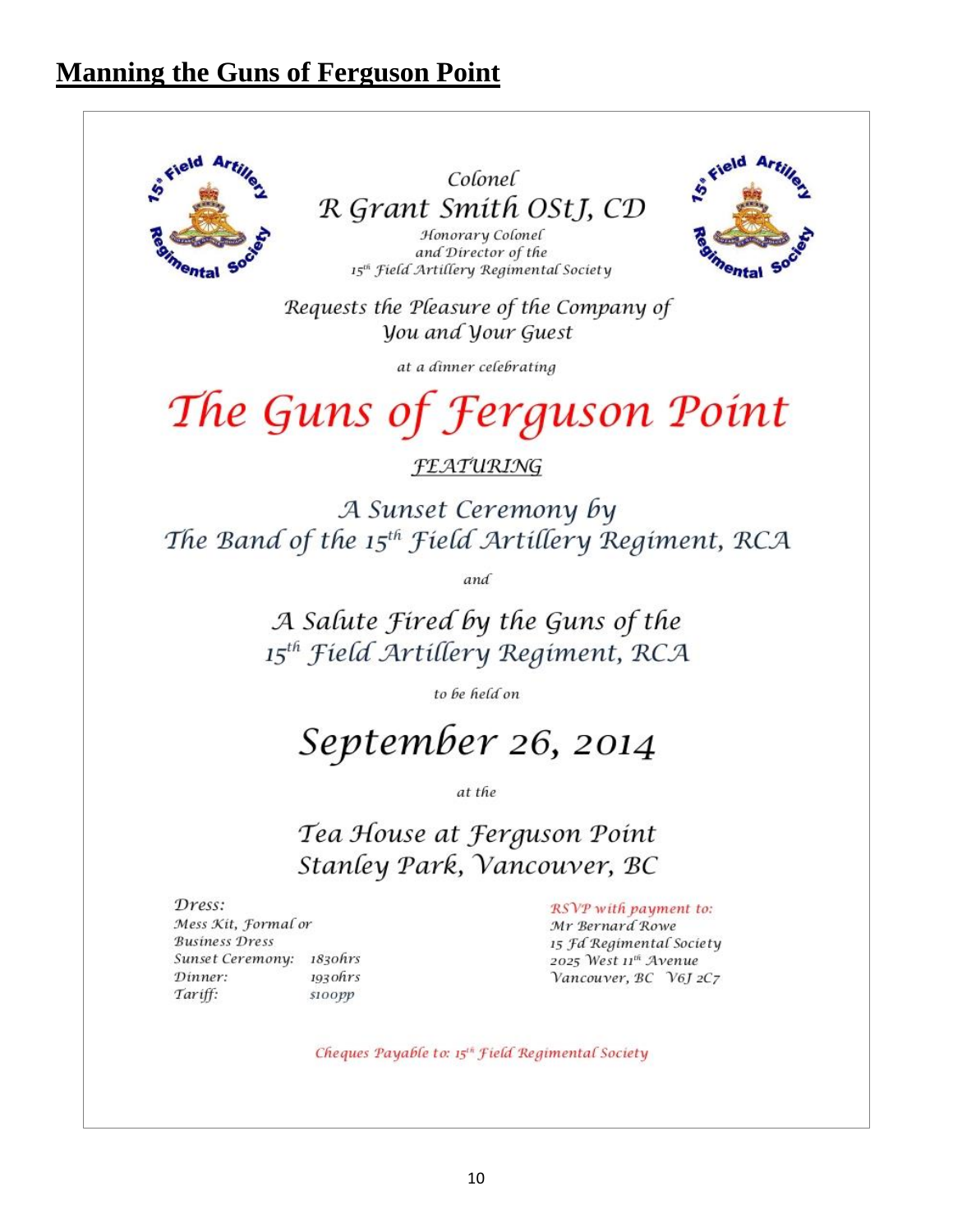## Manning the Guns of Ferguson Point

Colonel
R Grant Smith OStJ, CD
Honorary Colonel
and Director of the
15th Field Artillery Regimental Society

Requests the Pleasure of the Company of
You and Your Guest

at a dinner celebrating

# The Guns of Ferguson Point

FEATURING

A Sunset Ceremony by
The Band of the 15th Field Artillery Regiment, RCA

and

A Salute Fired by the Guns of the
15th Field Artillery Regiment, RCA

to be held on

## September 26, 2014

at the

Tea House at Ferguson Point
Stanley Park, Vancouver, BC

Dress:
Mess Kit, Formal or
Business Dress

| | |
|---|---|
| Sunset Ceremony: | 1830hrs |
| Dinner: | 1930hrs |
| Tariff: | $100pp |

RSVP with payment to:
Mr Bernard Rowe
15 Fd Regimental Society
2025 West 11th Avenue
Vancouver, BC V6J 2C7

Cheques Payable to: 15th Field Regimental Society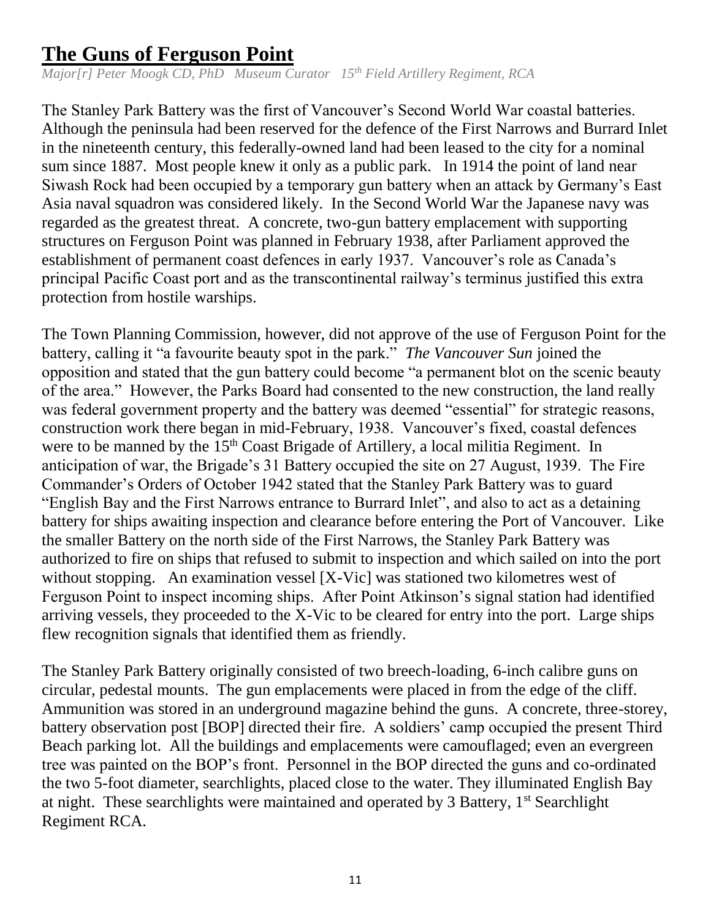# The Guns of Ferguson Point

*Major[r] Peter Moogk CD, PhD   Museum Curator   15th Field Artillery Regiment, RCA*

The Stanley Park Battery was the first of Vancouver's Second World War coastal batteries. Although the peninsula had been reserved for the defence of the First Narrows and Burrard Inlet in the nineteenth century, this federally-owned land had been leased to the city for a nominal sum since 1887. Most people knew it only as a public park. In 1914 the point of land near Siwash Rock had been occupied by a temporary gun battery when an attack by Germany's East Asia naval squadron was considered likely. In the Second World War the Japanese navy was regarded as the greatest threat. A concrete, two-gun battery emplacement with supporting structures on Ferguson Point was planned in February 1938, after Parliament approved the establishment of permanent coast defences in early 1937. Vancouver's role as Canada's principal Pacific Coast port and as the transcontinental railway's terminus justified this extra protection from hostile warships.

The Town Planning Commission, however, did not approve of the use of Ferguson Point for the battery, calling it "a favourite beauty spot in the park." *The Vancouver Sun* joined the opposition and stated that the gun battery could become "a permanent blot on the scenic beauty of the area." However, the Parks Board had consented to the new construction, the land really was federal government property and the battery was deemed "essential" for strategic reasons, construction work there began in mid-February, 1938. Vancouver's fixed, coastal defences were to be manned by the 15th Coast Brigade of Artillery, a local militia Regiment. In anticipation of war, the Brigade's 31 Battery occupied the site on 27 August, 1939. The Fire Commander's Orders of October 1942 stated that the Stanley Park Battery was to guard "English Bay and the First Narrows entrance to Burrard Inlet", and also to act as a detaining battery for ships awaiting inspection and clearance before entering the Port of Vancouver. Like the smaller Battery on the north side of the First Narrows, the Stanley Park Battery was authorized to fire on ships that refused to submit to inspection and which sailed on into the port without stopping. An examination vessel [X-Vic] was stationed two kilometres west of Ferguson Point to inspect incoming ships. After Point Atkinson's signal station had identified arriving vessels, they proceeded to the X-Vic to be cleared for entry into the port. Large ships flew recognition signals that identified them as friendly.

The Stanley Park Battery originally consisted of two breech-loading, 6-inch calibre guns on circular, pedestal mounts. The gun emplacements were placed in from the edge of the cliff. Ammunition was stored in an underground magazine behind the guns. A concrete, three-storey, battery observation post [BOP] directed their fire. A soldiers' camp occupied the present Third Beach parking lot. All the buildings and emplacements were camouflaged; even an evergreen tree was painted on the BOP's front. Personnel in the BOP directed the guns and co-ordinated the two 5-foot diameter, searchlights, placed close to the water. They illuminated English Bay at night. These searchlights were maintained and operated by 3 Battery, 1st Searchlight Regiment RCA.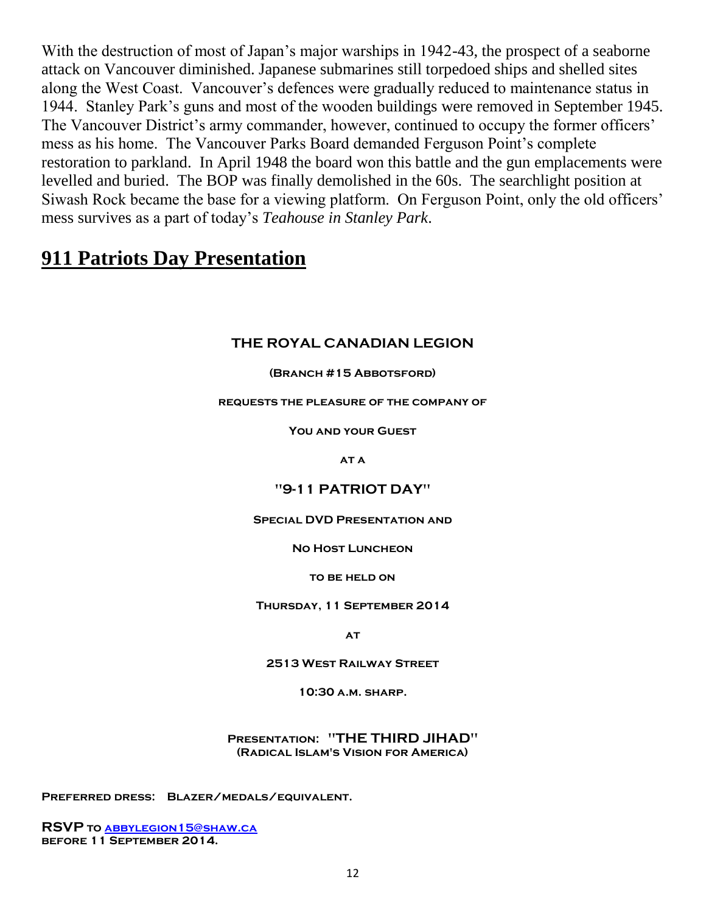With the destruction of most of Japan's major warships in 1942-43, the prospect of a seaborne attack on Vancouver diminished. Japanese submarines still torpedoed ships and shelled sites along the West Coast. Vancouver's defences were gradually reduced to maintenance status in 1944. Stanley Park's guns and most of the wooden buildings were removed in September 1945. The Vancouver District's army commander, however, continued to occupy the former officers' mess as his home. The Vancouver Parks Board demanded Ferguson Point's complete restoration to parkland. In April 1948 the board won this battle and the gun emplacements were levelled and buried. The BOP was finally demolished in the 60s. The searchlight position at Siwash Rock became the base for a viewing platform. On Ferguson Point, only the old officers' mess survives as a part of today's *Teahouse in Stanley Park*.

## 911 Patriots Day Presentation

**THE ROYAL CANADIAN LEGION**

**(BRANCH #15 ABBOTSFORD)**

**REQUESTS THE PLEASURE OF THE COMPANY OF**

**YOU AND YOUR GUEST**

**AT A**

**"9-11 PATRIOT DAY"**

**SPECIAL DVD PRESENTATION AND**

**NO HOST LUNCHEON**

**TO BE HELD ON**

**THURSDAY, 11 SEPTEMBER 2014**

**AT**

**2513 WEST RAILWAY STREET**

**10:30 A.M. SHARP.**

**PRESENTATION: "THE THIRD JIHAD"**
**(RADICAL ISLAM'S VISION FOR AMERICA)**

**PREFERRED DRESS: BLAZER/MEDALS/EQUIVALENT.**

**RSVP TO abbylegion15@shaw.ca**
**BEFORE 11 SEPTEMBER 2014.**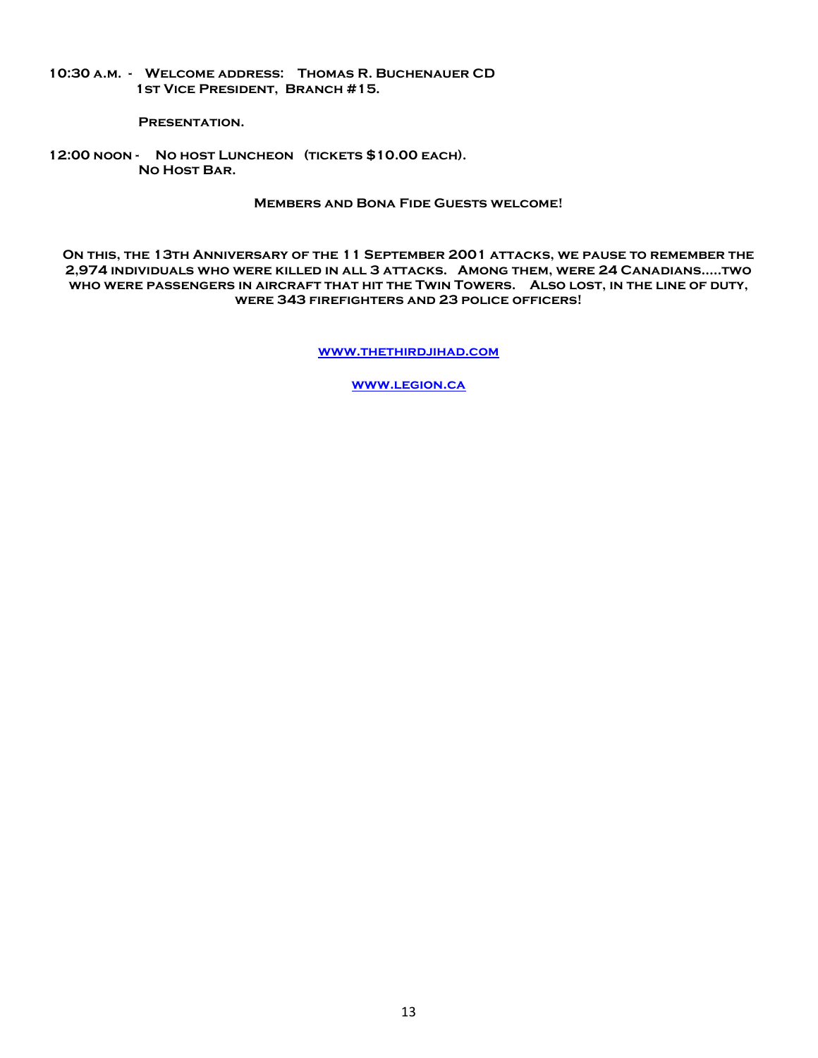**10:30 a.m. - Welcome address: Thomas R. Buchenauer CD**
**1st Vice President, Branch #15.**

**Presentation.**

**12:00 noon - No host Luncheon (tickets $10.00 each).**
**No Host Bar.**

**Members and Bona Fide Guests welcome!**

**On this, the 13th Anniversary of the 11 September 2001 attacks, we pause to remember the 2,974 individuals who were killed in all 3 attacks. Among them, were 24 Canadians.....two who were passengers in aircraft that hit the Twin Towers. Also lost, in the line of duty, were 343 firefighters and 23 police officers!**

[www.thethirdjihad.com](http://www.thethirdjihad.com)

[www.legion.ca](http://www.legion.ca)